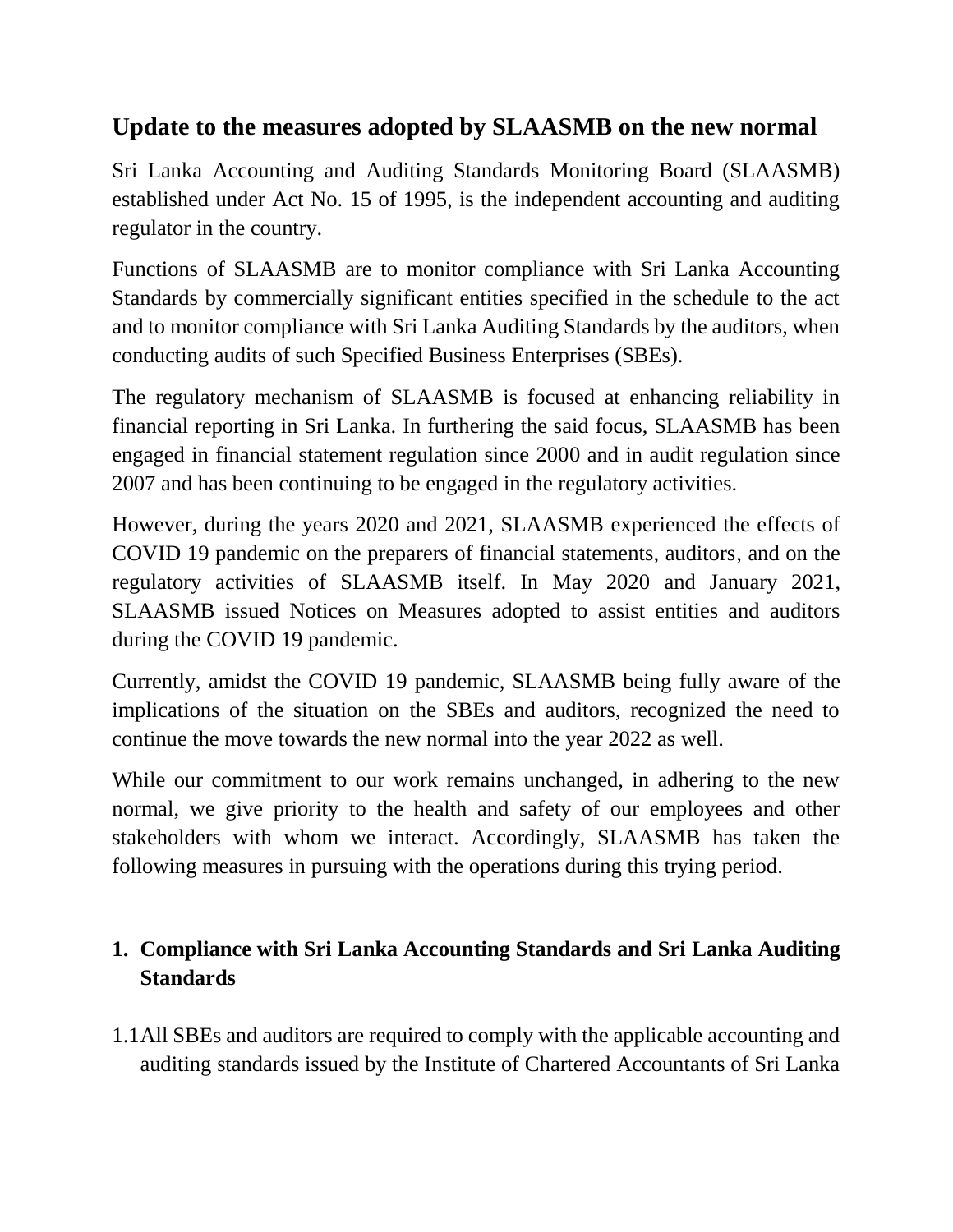## Update to the measures adopted by SLAASMB on the new normal

Sri Lanka Accounting and Auditing Standards Monitoring Board (SLAASMB) established under Act No. 15 of 1995, is the independent accounting and auditing regulator in the country.

Functions of SLAASMB are to monitor compliance with Sri Lanka Accounting Standards by commercially significant entities specified in the schedule to the act and to monitor compliance with Sri Lanka Auditing Standards by the auditors, when conducting audits of such Specified Business Enterprises (SBEs).

The regulatory mechanism of SLAASMB is focused at enhancing reliability in financial reporting in Sri Lanka. In furthering the said focus, SLAASMB has been engaged in financial statement regulation since 2000 and in audit regulation since 2007 and has been continuing to be engaged in the regulatory activities.

However, during the years 2020 and 2021, SLAASMB experienced the effects of COVID 19 pandemic on the preparers of financial statements, auditors, and on the regulatory activities of SLAASMB itself. In May 2020 and January 2021, SLAASMB issued Notices on Measures adopted to assist entities and auditors during the COVID 19 pandemic.

Currently, amidst the COVID 19 pandemic, SLAASMB being fully aware of the implications of the situation on the SBEs and auditors, recognized the need to continue the move towards the new normal into the year 2022 as well.

While our commitment to our work remains unchanged, in adhering to the new normal, we give priority to the health and safety of our employees and other stakeholders with whom we interact. Accordingly, SLAASMB has taken the following measures in pursuing with the operations during this trying period.

### 1. Compliance with Sri Lanka Accounting Standards and Sri Lanka Auditing Standards

1.1 All SBEs and auditors are required to comply with the applicable accounting and auditing standards issued by the Institute of Chartered Accountants of Sri Lanka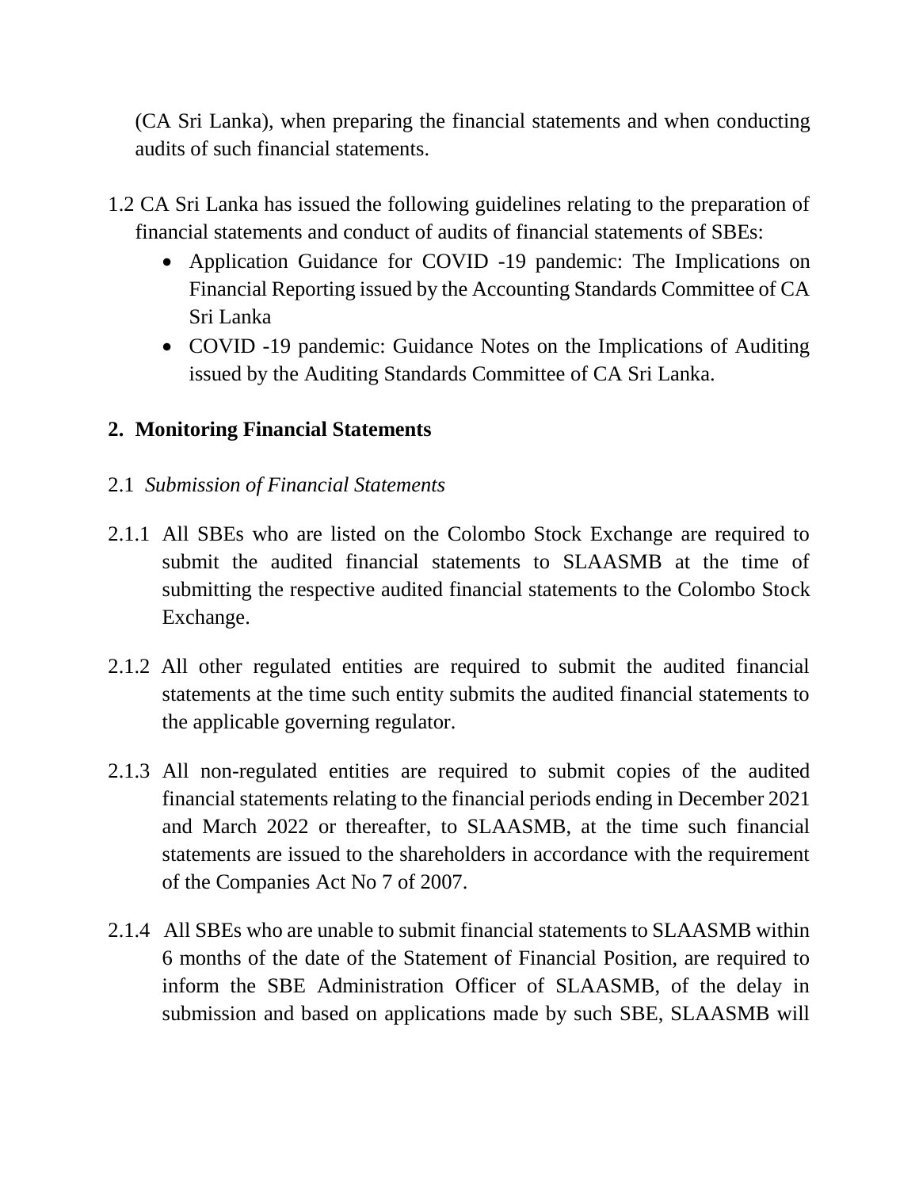(CA Sri Lanka), when preparing the financial statements and when conducting audits of such financial statements.

1.2 CA Sri Lanka has issued the following guidelines relating to the preparation of financial statements and conduct of audits of financial statements of SBEs:

- Application Guidance for COVID -19 pandemic: The Implications on Financial Reporting issued by the Accounting Standards Committee of CA Sri Lanka
- COVID -19 pandemic: Guidance Notes on the Implications of Auditing issued by the Auditing Standards Committee of CA Sri Lanka.

## 2. Monitoring Financial Statements

2.1 *Submission of Financial Statements*

2.1.1 All SBEs who are listed on the Colombo Stock Exchange are required to submit the audited financial statements to SLAASMB at the time of submitting the respective audited financial statements to the Colombo Stock Exchange.

2.1.2 All other regulated entities are required to submit the audited financial statements at the time such entity submits the audited financial statements to the applicable governing regulator.

2.1.3 All non-regulated entities are required to submit copies of the audited financial statements relating to the financial periods ending in December 2021 and March 2022 or thereafter, to SLAASMB, at the time such financial statements are issued to the shareholders in accordance with the requirement of the Companies Act No 7 of 2007.

2.1.4 All SBEs who are unable to submit financial statements to SLAASMB within 6 months of the date of the Statement of Financial Position, are required to inform the SBE Administration Officer of SLAASMB, of the delay in submission and based on applications made by such SBE, SLAASMB will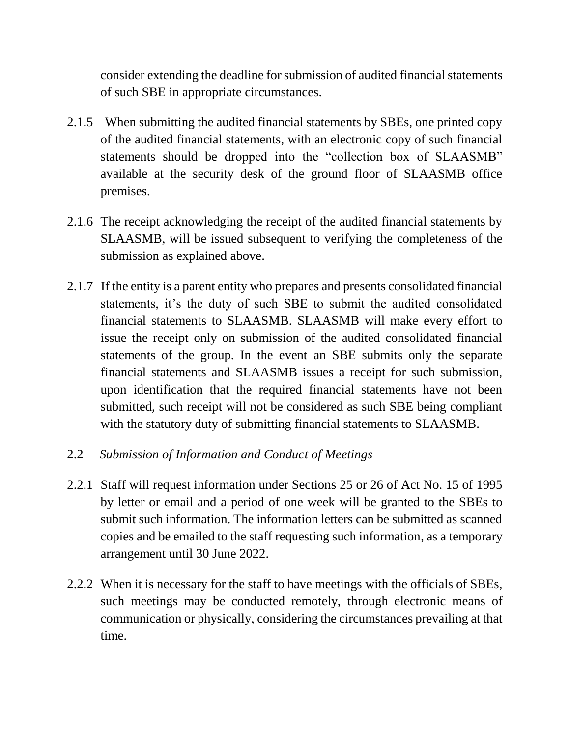consider extending the deadline for submission of audited financial statements of such SBE in appropriate circumstances.

2.1.5 When submitting the audited financial statements by SBEs, one printed copy of the audited financial statements, with an electronic copy of such financial statements should be dropped into the "collection box of SLAASMB" available at the security desk of the ground floor of SLAASMB office premises.

2.1.6 The receipt acknowledging the receipt of the audited financial statements by SLAASMB, will be issued subsequent to verifying the completeness of the submission as explained above.

2.1.7 If the entity is a parent entity who prepares and presents consolidated financial statements, it's the duty of such SBE to submit the audited consolidated financial statements to SLAASMB. SLAASMB will make every effort to issue the receipt only on submission of the audited consolidated financial statements of the group. In the event an SBE submits only the separate financial statements and SLAASMB issues a receipt for such submission, upon identification that the required financial statements have not been submitted, such receipt will not be considered as such SBE being compliant with the statutory duty of submitting financial statements to SLAASMB.

2.2 *Submission of Information and Conduct of Meetings*

2.2.1 Staff will request information under Sections 25 or 26 of Act No. 15 of 1995 by letter or email and a period of one week will be granted to the SBEs to submit such information. The information letters can be submitted as scanned copies and be emailed to the staff requesting such information, as a temporary arrangement until 30 June 2022.

2.2.2 When it is necessary for the staff to have meetings with the officials of SBEs, such meetings may be conducted remotely, through electronic means of communication or physically, considering the circumstances prevailing at that time.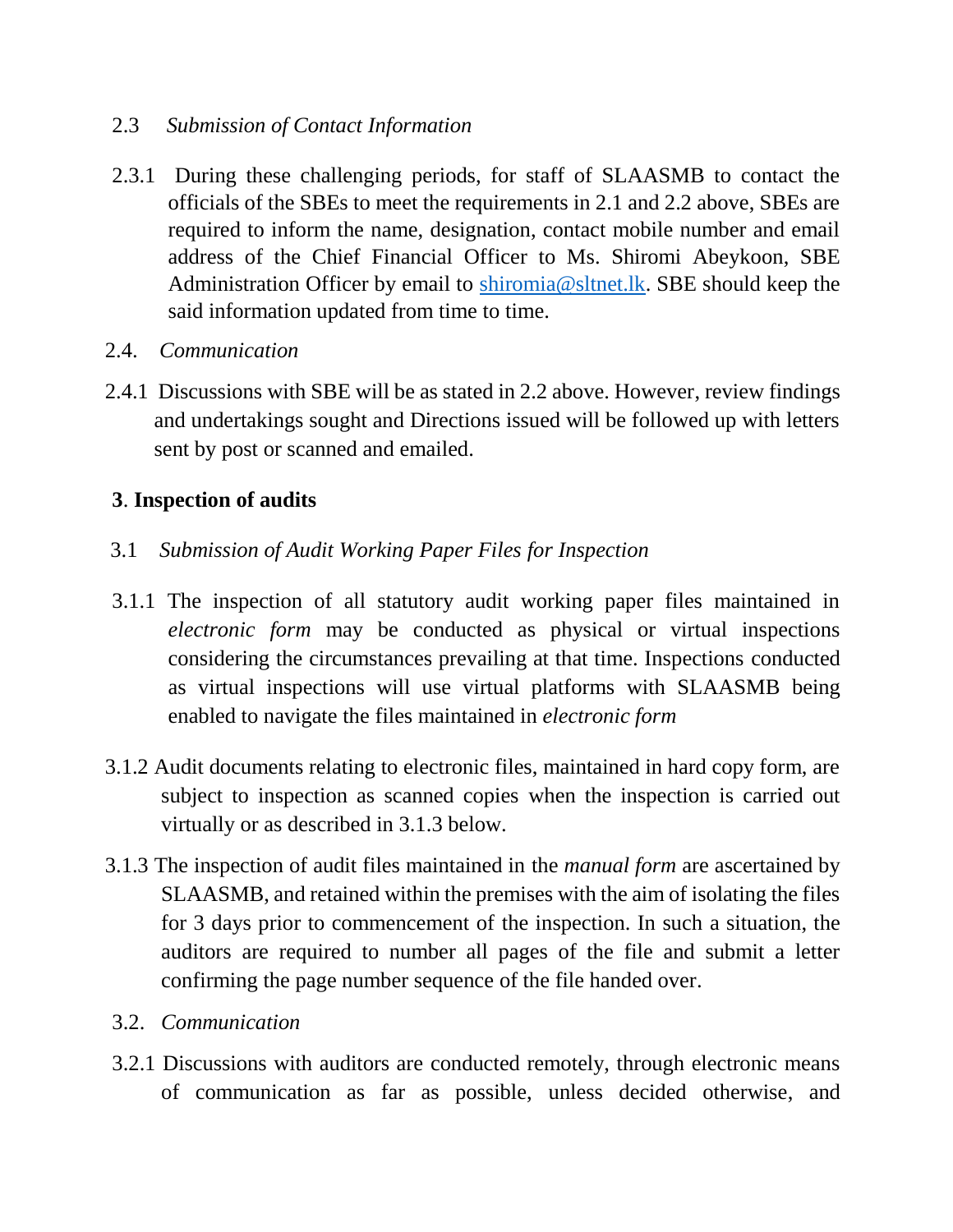2.3 *Submission of Contact Information*

2.3.1 During these challenging periods, for staff of SLAASMB to contact the officials of the SBEs to meet the requirements in 2.1 and 2.2 above, SBEs are required to inform the name, designation, contact mobile number and email address of the Chief Financial Officer to Ms. Shiromi Abeykoon, SBE Administration Officer by email to [shiromia@sltnet.lk](mailto:shiromia@sltnet.lk). SBE should keep the said information updated from time to time.

2.4. *Communication*

2.4.1 Discussions with SBE will be as stated in 2.2 above. However, review findings and undertakings sought and Directions issued will be followed up with letters sent by post or scanned and emailed.

**3**. **Inspection of audits**

3.1 *Submission of Audit Working Paper Files for Inspection*

3.1.1 The inspection of all statutory audit working paper files maintained in *electronic form* may be conducted as physical or virtual inspections considering the circumstances prevailing at that time. Inspections conducted as virtual inspections will use virtual platforms with SLAASMB being enabled to navigate the files maintained in *electronic form*

3.1.2 Audit documents relating to electronic files, maintained in hard copy form, are subject to inspection as scanned copies when the inspection is carried out virtually or as described in 3.1.3 below.

3.1.3 The inspection of audit files maintained in the *manual form* are ascertained by SLAASMB, and retained within the premises with the aim of isolating the files for 3 days prior to commencement of the inspection. In such a situation, the auditors are required to number all pages of the file and submit a letter confirming the page number sequence of the file handed over.

3.2. *Communication*

3.2.1 Discussions with auditors are conducted remotely, through electronic means of communication as far as possible, unless decided otherwise, and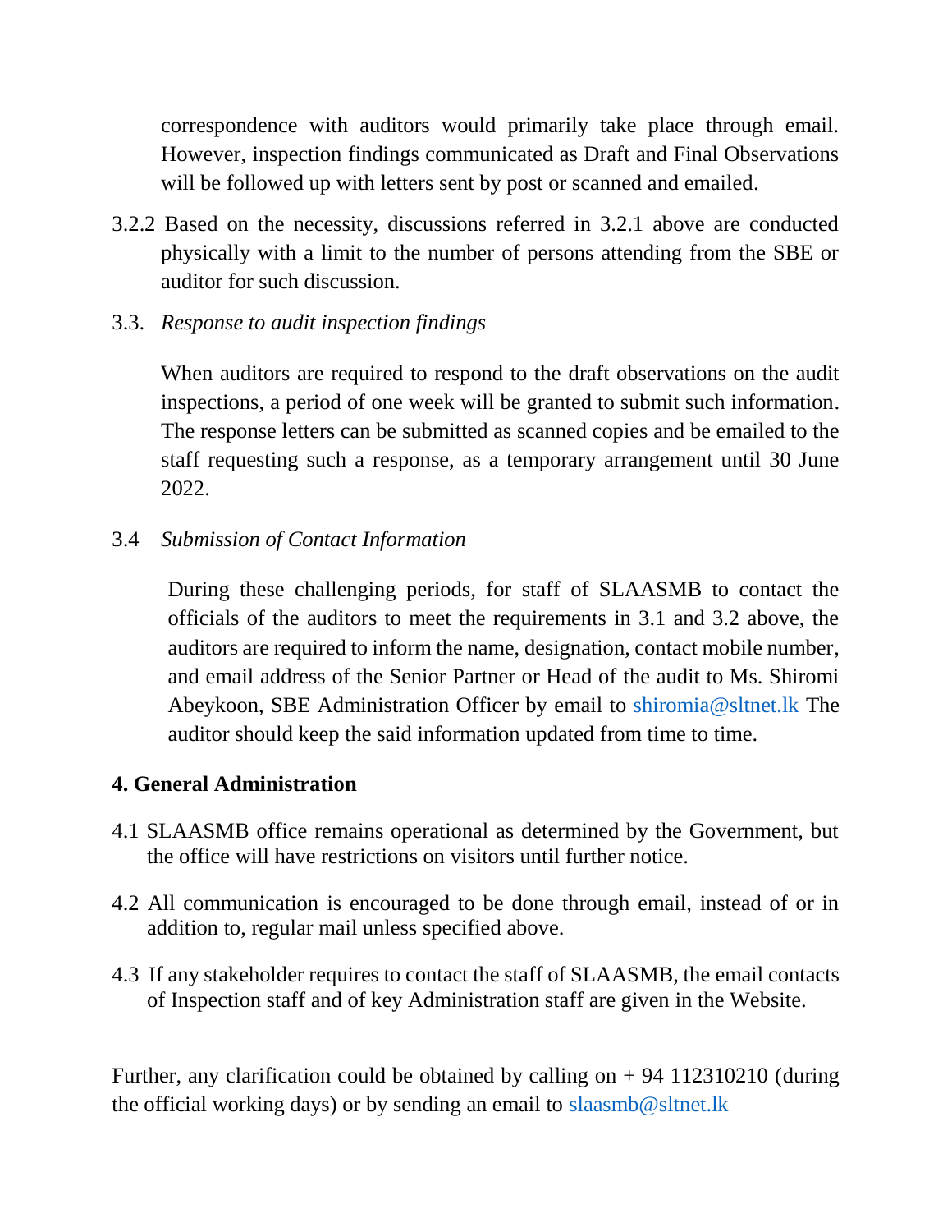correspondence with auditors would primarily take place through email. However, inspection findings communicated as Draft and Final Observations will be followed up with letters sent by post or scanned and emailed.

3.2.2 Based on the necessity, discussions referred in 3.2.1 above are conducted physically with a limit to the number of persons attending from the SBE or auditor for such discussion.

3.3. *Response to audit inspection findings*

When auditors are required to respond to the draft observations on the audit inspections, a period of one week will be granted to submit such information. The response letters can be submitted as scanned copies and be emailed to the staff requesting such a response, as a temporary arrangement until 30 June 2022.

3.4 *Submission of Contact Information*

During these challenging periods, for staff of SLAASMB to contact the officials of the auditors to meet the requirements in 3.1 and 3.2 above, the auditors are required to inform the name, designation, contact mobile number, and email address of the Senior Partner or Head of the audit to Ms. Shiromi Abeykoon, SBE Administration Officer by email to shiromia@sltnet.lk The auditor should keep the said information updated from time to time.

## 4. General Administration

4.1 SLAASMB office remains operational as determined by the Government, but the office will have restrictions on visitors until further notice.

4.2 All communication is encouraged to be done through email, instead of or in addition to, regular mail unless specified above.

4.3 If any stakeholder requires to contact the staff of SLAASMB, the email contacts of Inspection staff and of key Administration staff are given in the Website.

Further, any clarification could be obtained by calling on + 94 112310210 (during the official working days) or by sending an email to slaasmb@sltnet.lk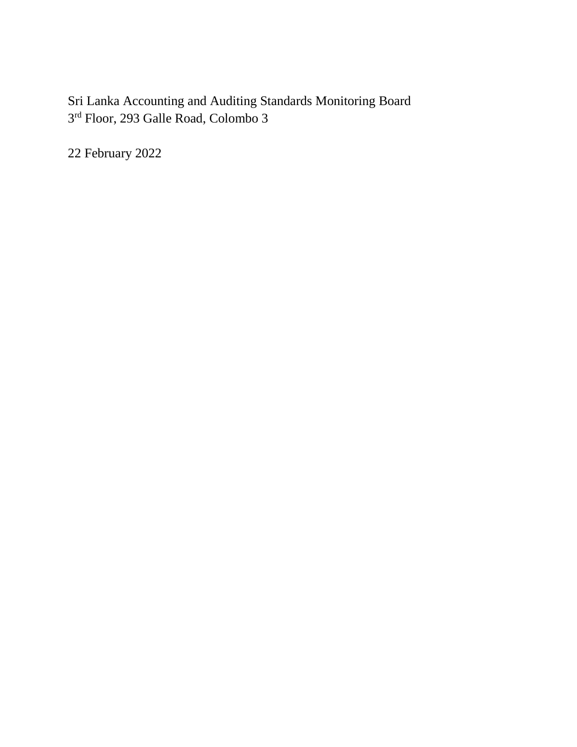Sri Lanka Accounting and Auditing Standards Monitoring Board
3rd Floor, 293 Galle Road, Colombo 3

22 February 2022